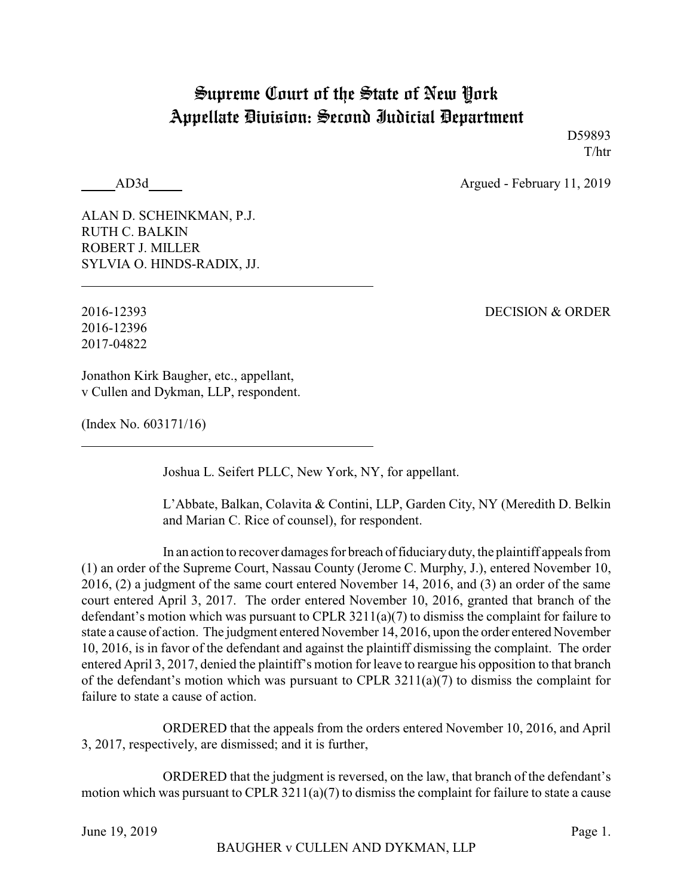# Supreme Court of the State of New York
## Appellate Division: Second Judicial Department

D59893
T/htr

\_\_\_\_\_AD3d\_\_\_\_\_ Argued - February 11, 2019

ALAN D. SCHEINKMAN, P.J.
RUTH C. BALKIN
ROBERT J. MILLER
SYLVIA O. HINDS-RADIX, JJ.

---

2016-12393
2016-12396
2017-04822

DECISION & ORDER

Jonathon Kirk Baugher, etc., appellant,
v Cullen and Dykman, LLP, respondent.

(Index No. 603171/16)

---

Joshua L. Seifert PLLC, New York, NY, for appellant.

L'Abbate, Balkan, Colavita & Contini, LLP, Garden City, NY (Meredith D. Belkin and Marian C. Rice of counsel), for respondent.

In an action to recover damages for breach of fiduciary duty, the plaintiff appeals from (1) an order of the Supreme Court, Nassau County (Jerome C. Murphy, J.), entered November 10, 2016, (2) a judgment of the same court entered November 14, 2016, and (3) an order of the same court entered April 3, 2017. The order entered November 10, 2016, granted that branch of the defendant's motion which was pursuant to CPLR 3211(a)(7) to dismiss the complaint for failure to state a cause of action. The judgment entered November 14, 2016, upon the order entered November 10, 2016, is in favor of the defendant and against the plaintiff dismissing the complaint. The order entered April 3, 2017, denied the plaintiff's motion for leave to reargue his opposition to that branch of the defendant's motion which was pursuant to CPLR 3211(a)(7) to dismiss the complaint for failure to state a cause of action.

ORDERED that the appeals from the orders entered November 10, 2016, and April 3, 2017, respectively, are dismissed; and it is further,

ORDERED that the judgment is reversed, on the law, that branch of the defendant's motion which was pursuant to CPLR 3211(a)(7) to dismiss the complaint for failure to state a cause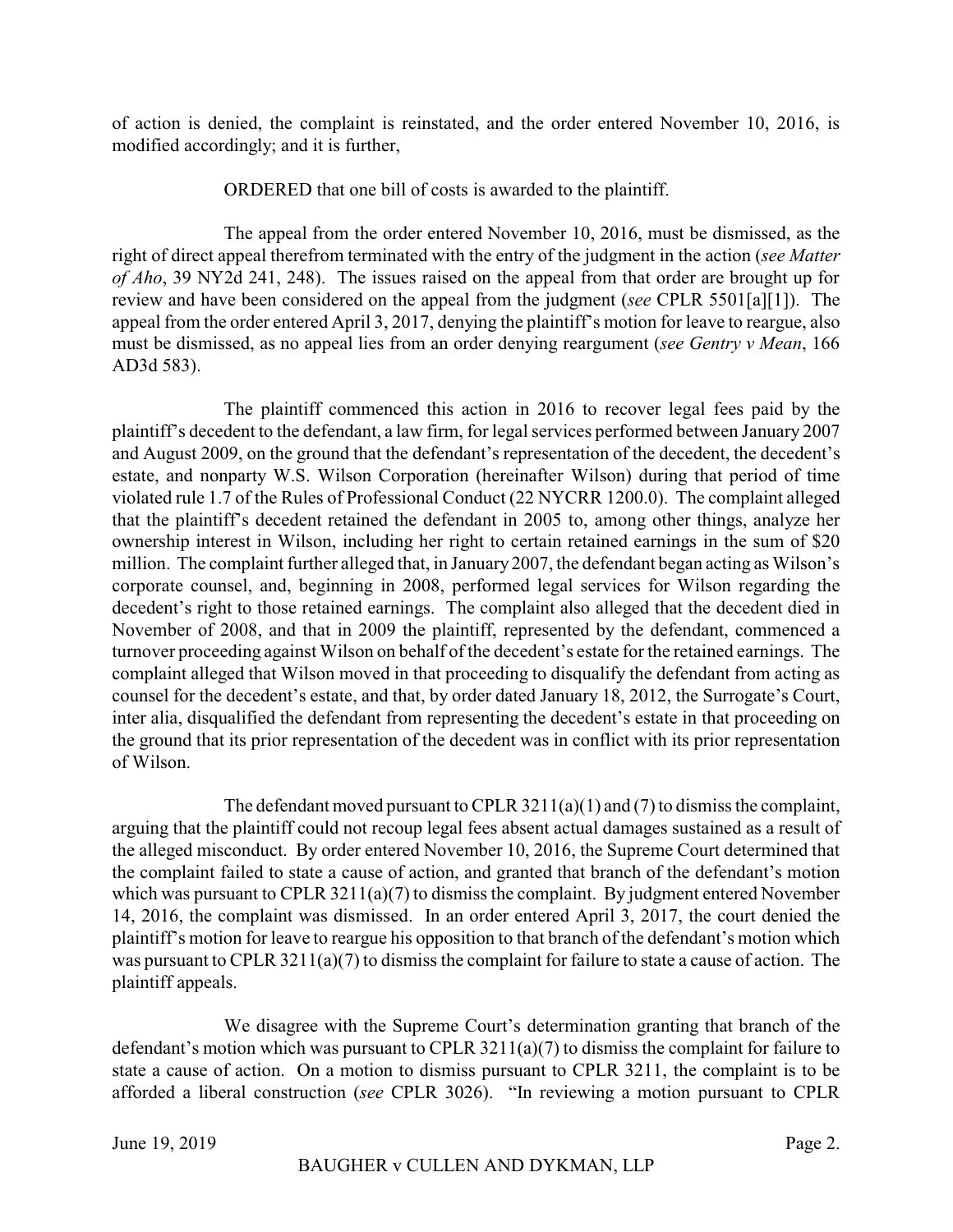of action is denied, the complaint is reinstated, and the order entered November 10, 2016, is modified accordingly; and it is further,

ORDERED that one bill of costs is awarded to the plaintiff.

The appeal from the order entered November 10, 2016, must be dismissed, as the right of direct appeal therefrom terminated with the entry of the judgment in the action (*see Matter of Aho*, 39 NY2d 241, 248). The issues raised on the appeal from that order are brought up for review and have been considered on the appeal from the judgment (*see* CPLR 5501[a][1]). The appeal from the order entered April 3, 2017, denying the plaintiff's motion for leave to reargue, also must be dismissed, as no appeal lies from an order denying reargument (*see Gentry v Mean*, 166 AD3d 583).

The plaintiff commenced this action in 2016 to recover legal fees paid by the plaintiff's decedent to the defendant, a law firm, for legal services performed between January 2007 and August 2009, on the ground that the defendant's representation of the decedent, the decedent's estate, and nonparty W.S. Wilson Corporation (hereinafter Wilson) during that period of time violated rule 1.7 of the Rules of Professional Conduct (22 NYCRR 1200.0). The complaint alleged that the plaintiff's decedent retained the defendant in 2005 to, among other things, analyze her ownership interest in Wilson, including her right to certain retained earnings in the sum of $20 million. The complaint further alleged that, in January 2007, the defendant began acting as Wilson's corporate counsel, and, beginning in 2008, performed legal services for Wilson regarding the decedent's right to those retained earnings. The complaint also alleged that the decedent died in November of 2008, and that in 2009 the plaintiff, represented by the defendant, commenced a turnover proceeding against Wilson on behalf of the decedent's estate for the retained earnings. The complaint alleged that Wilson moved in that proceeding to disqualify the defendant from acting as counsel for the decedent's estate, and that, by order dated January 18, 2012, the Surrogate's Court, inter alia, disqualified the defendant from representing the decedent's estate in that proceeding on the ground that its prior representation of the decedent was in conflict with its prior representation of Wilson.

The defendant moved pursuant to CPLR 3211(a)(1) and (7) to dismiss the complaint, arguing that the plaintiff could not recoup legal fees absent actual damages sustained as a result of the alleged misconduct. By order entered November 10, 2016, the Supreme Court determined that the complaint failed to state a cause of action, and granted that branch of the defendant's motion which was pursuant to CPLR 3211(a)(7) to dismiss the complaint. By judgment entered November 14, 2016, the complaint was dismissed. In an order entered April 3, 2017, the court denied the plaintiff's motion for leave to reargue his opposition to that branch of the defendant's motion which was pursuant to CPLR 3211(a)(7) to dismiss the complaint for failure to state a cause of action. The plaintiff appeals.

We disagree with the Supreme Court's determination granting that branch of the defendant's motion which was pursuant to CPLR 3211(a)(7) to dismiss the complaint for failure to state a cause of action. On a motion to dismiss pursuant to CPLR 3211, the complaint is to be afforded a liberal construction (*see* CPLR 3026). "In reviewing a motion pursuant to CPLR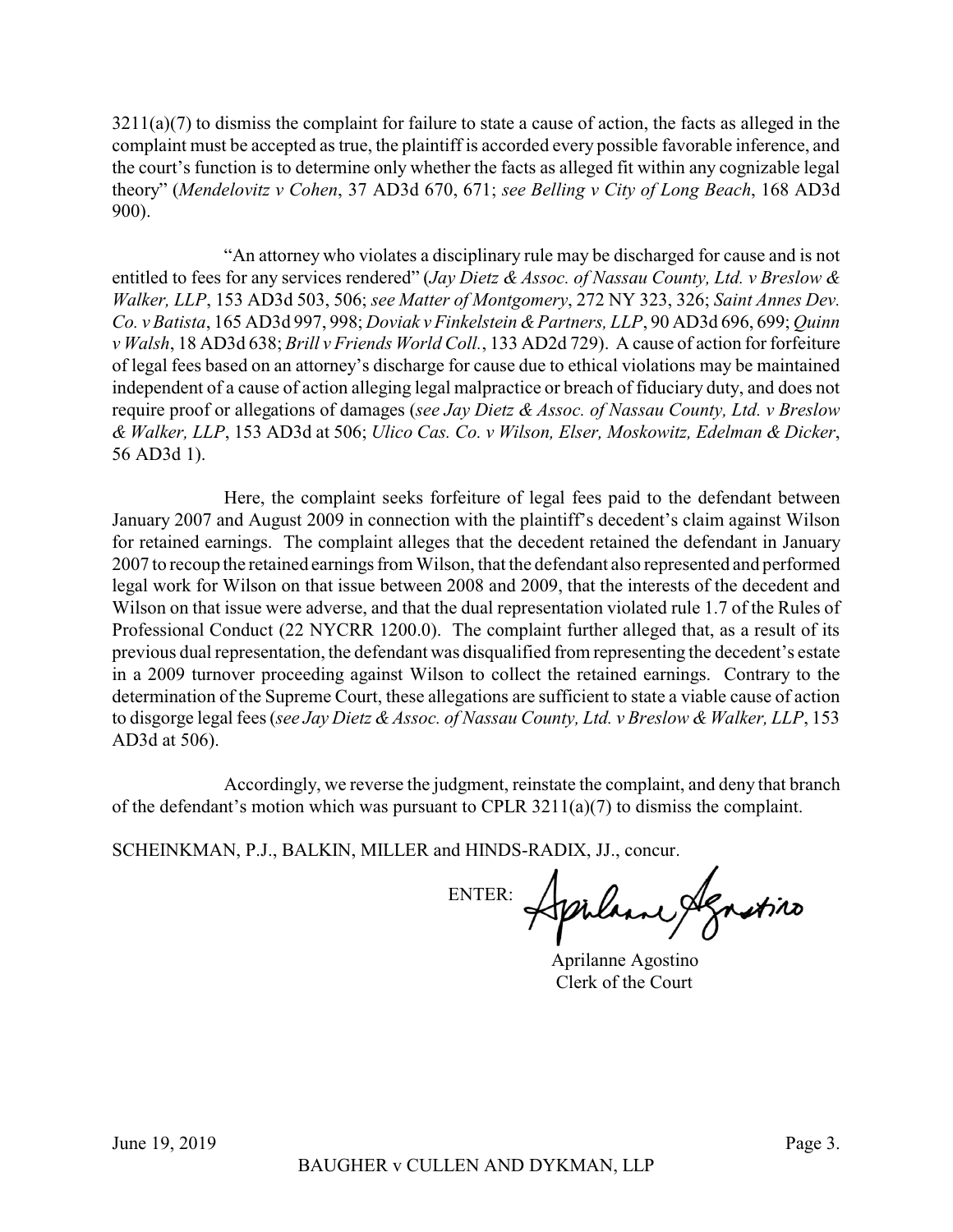3211(a)(7) to dismiss the complaint for failure to state a cause of action, the facts as alleged in the complaint must be accepted as true, the plaintiff is accorded every possible favorable inference, and the court's function is to determine only whether the facts as alleged fit within any cognizable legal theory" (*Mendelovitz v Cohen*, 37 AD3d 670, 671; *see Belling v City of Long Beach*, 168 AD3d 900).

"An attorney who violates a disciplinary rule may be discharged for cause and is not entitled to fees for any services rendered" (*Jay Dietz & Assoc. of Nassau County, Ltd. v Breslow & Walker, LLP*, 153 AD3d 503, 506; *see Matter of Montgomery*, 272 NY 323, 326; *Saint Annes Dev. Co. v Batista*, 165 AD3d 997, 998; *Doviak v Finkelstein & Partners, LLP*, 90 AD3d 696, 699; *Quinn v Walsh*, 18 AD3d 638; *Brill v Friends World Coll.*, 133 AD2d 729). A cause of action for forfeiture of legal fees based on an attorney's discharge for cause due to ethical violations may be maintained independent of a cause of action alleging legal malpractice or breach of fiduciary duty, and does not require proof or allegations of damages (*see Jay Dietz & Assoc. of Nassau County, Ltd. v Breslow & Walker, LLP*, 153 AD3d at 506; *Ulico Cas. Co. v Wilson, Elser, Moskowitz, Edelman & Dicker*, 56 AD3d 1).

Here, the complaint seeks forfeiture of legal fees paid to the defendant between January 2007 and August 2009 in connection with the plaintiff's decedent's claim against Wilson for retained earnings. The complaint alleges that the decedent retained the defendant in January 2007 to recoup the retained earnings from Wilson, that the defendant also represented and performed legal work for Wilson on that issue between 2008 and 2009, that the interests of the decedent and Wilson on that issue were adverse, and that the dual representation violated rule 1.7 of the Rules of Professional Conduct (22 NYCRR 1200.0). The complaint further alleged that, as a result of its previous dual representation, the defendant was disqualified from representing the decedent's estate in a 2009 turnover proceeding against Wilson to collect the retained earnings. Contrary to the determination of the Supreme Court, these allegations are sufficient to state a viable cause of action to disgorge legal fees (*see Jay Dietz & Assoc. of Nassau County, Ltd. v Breslow & Walker, LLP*, 153 AD3d at 506).

Accordingly, we reverse the judgment, reinstate the complaint, and deny that branch of the defendant's motion which was pursuant to CPLR 3211(a)(7) to dismiss the complaint.

SCHEINKMAN, P.J., BALKIN, MILLER and HINDS-RADIX, JJ., concur.

ENTER:

Aprilanne Agostino
Clerk of the Court

June 19, 2019

BAUGHER v CULLEN AND DYKMAN, LLP